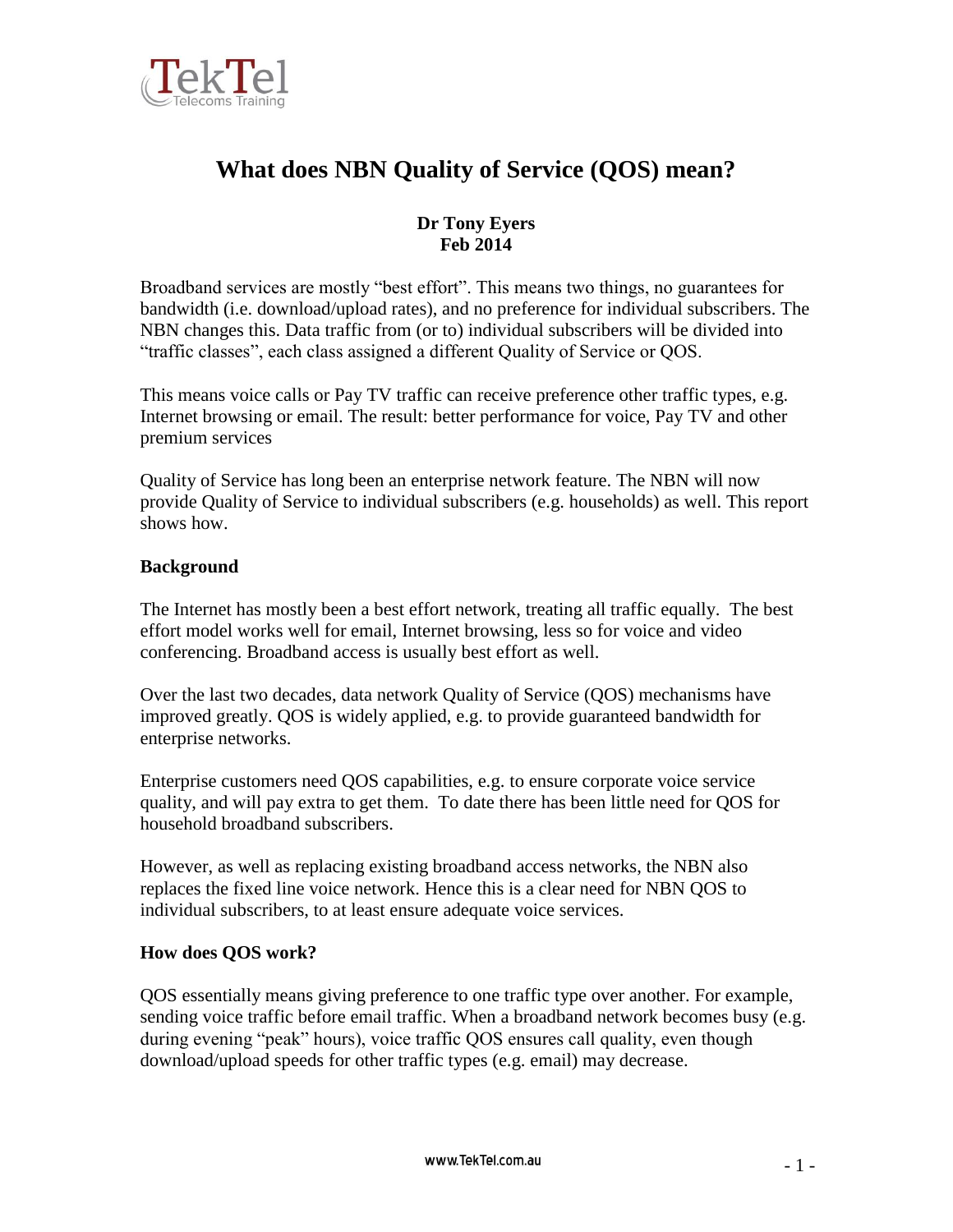# What does NBN Quality of Service (QOS) mean?

**Dr Tony Eyers**
**Feb 2014**

Broadband services are mostly "best effort". This means two things, no guarantees for bandwidth (i.e. download/upload rates), and no preference for individual subscribers. The NBN changes this. Data traffic from (or to) individual subscribers will be divided into "traffic classes", each class assigned a different Quality of Service or QOS.

This means voice calls or Pay TV traffic can receive preference other traffic types, e.g. Internet browsing or email. The result: better performance for voice, Pay TV and other premium services

Quality of Service has long been an enterprise network feature. The NBN will now provide Quality of Service to individual subscribers (e.g. households) as well. This report shows how.

### Background

The Internet has mostly been a best effort network, treating all traffic equally. The best effort model works well for email, Internet browsing, less so for voice and video conferencing. Broadband access is usually best effort as well.

Over the last two decades, data network Quality of Service (QOS) mechanisms have improved greatly. QOS is widely applied, e.g. to provide guaranteed bandwidth for enterprise networks.

Enterprise customers need QOS capabilities, e.g. to ensure corporate voice service quality, and will pay extra to get them. To date there has been little need for QOS for household broadband subscribers.

However, as well as replacing existing broadband access networks, the NBN also replaces the fixed line voice network. Hence this is a clear need for NBN QOS to individual subscribers, to at least ensure adequate voice services.

### How does QOS work?

QOS essentially means giving preference to one traffic type over another. For example, sending voice traffic before email traffic. When a broadband network becomes busy (e.g. during evening "peak" hours), voice traffic QOS ensures call quality, even though download/upload speeds for other traffic types (e.g. email) may decrease.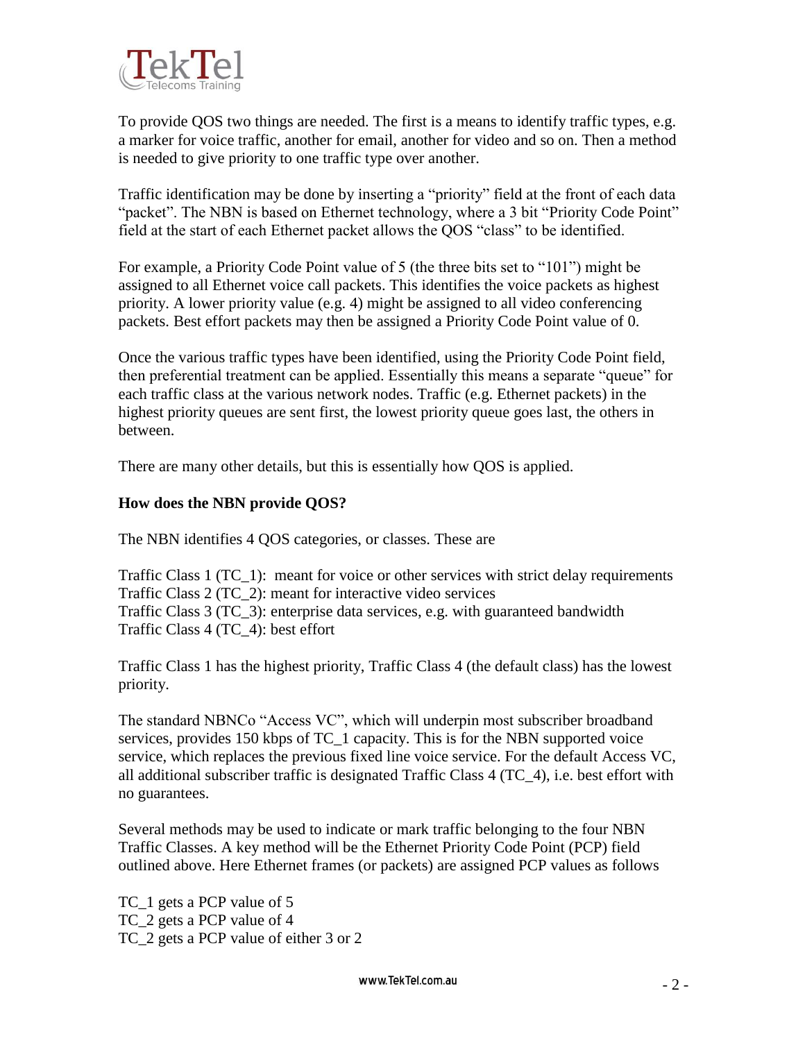To provide QOS two things are needed. The first is a means to identify traffic types, e.g. a marker for voice traffic, another for email, another for video and so on. Then a method is needed to give priority to one traffic type over another.

Traffic identification may be done by inserting a "priority" field at the front of each data "packet". The NBN is based on Ethernet technology, where a 3 bit "Priority Code Point" field at the start of each Ethernet packet allows the QOS "class" to be identified.

For example, a Priority Code Point value of 5 (the three bits set to "101") might be assigned to all Ethernet voice call packets. This identifies the voice packets as highest priority. A lower priority value (e.g. 4) might be assigned to all video conferencing packets. Best effort packets may then be assigned a Priority Code Point value of 0.

Once the various traffic types have been identified, using the Priority Code Point field, then preferential treatment can be applied. Essentially this means a separate "queue" for each traffic class at the various network nodes. Traffic (e.g. Ethernet packets) in the highest priority queues are sent first, the lowest priority queue goes last, the others in between.

There are many other details, but this is essentially how QOS is applied.

**How does the NBN provide QOS?**

The NBN identifies 4 QOS categories, or classes. These are

Traffic Class 1 (TC_1): meant for voice or other services with strict delay requirements
Traffic Class 2 (TC_2): meant for interactive video services
Traffic Class 3 (TC_3): enterprise data services, e.g. with guaranteed bandwidth
Traffic Class 4 (TC_4): best effort

Traffic Class 1 has the highest priority, Traffic Class 4 (the default class) has the lowest priority.

The standard NBNCo "Access VC", which will underpin most subscriber broadband services, provides 150 kbps of TC_1 capacity. This is for the NBN supported voice service, which replaces the previous fixed line voice service. For the default Access VC, all additional subscriber traffic is designated Traffic Class 4 (TC_4), i.e. best effort with no guarantees.

Several methods may be used to indicate or mark traffic belonging to the four NBN Traffic Classes. A key method will be the Ethernet Priority Code Point (PCP) field outlined above. Here Ethernet frames (or packets) are assigned PCP values as follows

TC_1 gets a PCP value of 5
TC_2 gets a PCP value of 4
TC_2 gets a PCP value of either 3 or 2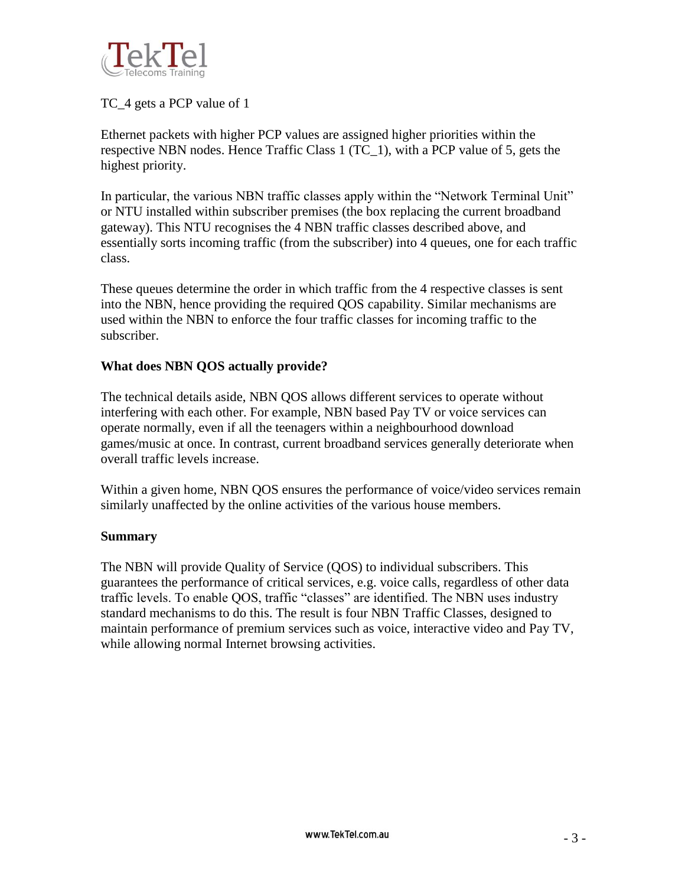TC_4 gets a PCP value of 1

Ethernet packets with higher PCP values are assigned higher priorities within the respective NBN nodes. Hence Traffic Class 1 (TC_1), with a PCP value of 5, gets the highest priority.

In particular, the various NBN traffic classes apply within the "Network Terminal Unit" or NTU installed within subscriber premises (the box replacing the current broadband gateway). This NTU recognises the 4 NBN traffic classes described above, and essentially sorts incoming traffic (from the subscriber) into 4 queues, one for each traffic class.

These queues determine the order in which traffic from the 4 respective classes is sent into the NBN, hence providing the required QOS capability. Similar mechanisms are used within the NBN to enforce the four traffic classes for incoming traffic to the subscriber.

**What does NBN QOS actually provide?**

The technical details aside, NBN QOS allows different services to operate without interfering with each other. For example, NBN based Pay TV or voice services can operate normally, even if all the teenagers within a neighbourhood download games/music at once. In contrast, current broadband services generally deteriorate when overall traffic levels increase.

Within a given home, NBN QOS ensures the performance of voice/video services remain similarly unaffected by the online activities of the various house members.

**Summary**

The NBN will provide Quality of Service (QOS) to individual subscribers. This guarantees the performance of critical services, e.g. voice calls, regardless of other data traffic levels. To enable QOS, traffic "classes" are identified. The NBN uses industry standard mechanisms to do this. The result is four NBN Traffic Classes, designed to maintain performance of premium services such as voice, interactive video and Pay TV, while allowing normal Internet browsing activities.